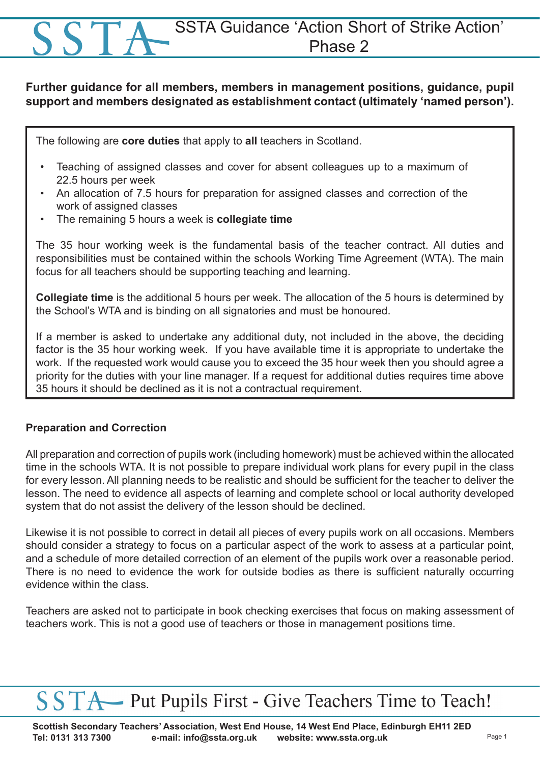# SSTA Guidance 'Action Short of Strike Action' Phase 2

**Further guidance for all members, members in management positions, guidance, pupil support and members designated as establishment contact (ultimately 'named person').**

The following are **core duties** that apply to **all** teachers in Scotland.

- Teaching of assigned classes and cover for absent colleagues up to a maximum of 22.5 hours per week
- An allocation of 7.5 hours for preparation for assigned classes and correction of the work of assigned classes
- The remaining 5 hours a week is **collegiate time**

The 35 hour working week is the fundamental basis of the teacher contract. All duties and responsibilities must be contained within the schools Working Time Agreement (WTA). The main focus for all teachers should be supporting teaching and learning.

**Collegiate time** is the additional 5 hours per week. The allocation of the 5 hours is determined by the School's WTA and is binding on all signatories and must be honoured.

If a member is asked to undertake any additional duty, not included in the above, the deciding factor is the 35 hour working week. If you have available time it is appropriate to undertake the work. If the requested work would cause you to exceed the 35 hour week then you should agree a priority for the duties with your line manager. If a request for additional duties requires time above 35 hours it should be declined as it is not a contractual requirement.

**Preparation and Correction**

All preparation and correction of pupils work (including homework) must be achieved within the allocated time in the schools WTA. It is not possible to prepare individual work plans for every pupil in the class for every lesson. All planning needs to be realistic and should be sufficient for the teacher to deliver the lesson. The need to evidence all aspects of learning and complete school or local authority developed system that do not assist the delivery of the lesson should be declined.

Likewise it is not possible to correct in detail all pieces of every pupils work on all occasions. Members should consider a strategy to focus on a particular aspect of the work to assess at a particular point, and a schedule of more detailed correction of an element of the pupils work over a reasonable period. There is no need to evidence the work for outside bodies as there is sufficient naturally occurring evidence within the class.

Teachers are asked not to participate in book checking exercises that focus on making assessment of teachers work. This is not a good use of teachers or those in management positions time.

SSTA Put Pupils First - Give Teachers Time to Teach!

**Scottish Secondary Teachers' Association, West End House, 14 West End Place, Edinburgh EH11 2ED**
**Tel: 0131 313 7300 e-mail: info@ssta.org.uk website: www.ssta.org.uk**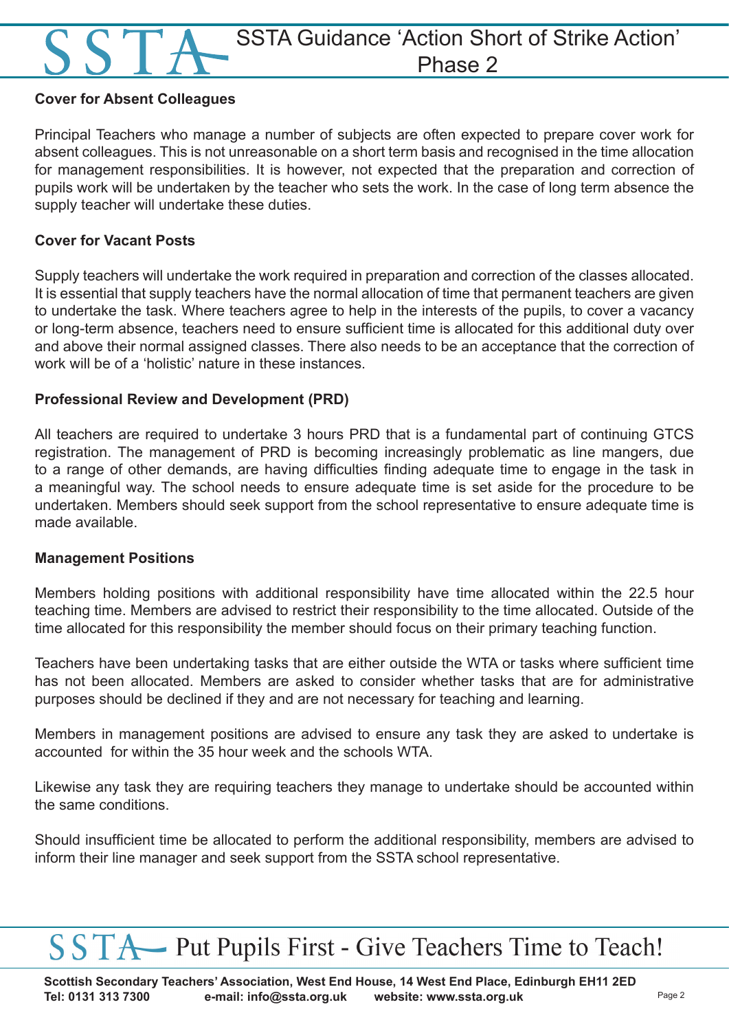### Cover for Absent Colleagues

Principal Teachers who manage a number of subjects are often expected to prepare cover work for absent colleagues. This is not unreasonable on a short term basis and recognised in the time allocation for management responsibilities. It is however, not expected that the preparation and correction of pupils work will be undertaken by the teacher who sets the work. In the case of long term absence the supply teacher will undertake these duties.

### Cover for Vacant Posts

Supply teachers will undertake the work required in preparation and correction of the classes allocated. It is essential that supply teachers have the normal allocation of time that permanent teachers are given to undertake the task. Where teachers agree to help in the interests of the pupils, to cover a vacancy or long-term absence, teachers need to ensure sufficient time is allocated for this additional duty over and above their normal assigned classes. There also needs to be an acceptance that the correction of work will be of a 'holistic' nature in these instances.

### Professional Review and Development (PRD)

All teachers are required to undertake 3 hours PRD that is a fundamental part of continuing GTCS registration. The management of PRD is becoming increasingly problematic as line mangers, due to a range of other demands, are having difficulties finding adequate time to engage in the task in a meaningful way. The school needs to ensure adequate time is set aside for the procedure to be undertaken. Members should seek support from the school representative to ensure adequate time is made available.

### Management Positions

Members holding positions with additional responsibility have time allocated within the 22.5 hour teaching time. Members are advised to restrict their responsibility to the time allocated. Outside of the time allocated for this responsibility the member should focus on their primary teaching function.

Teachers have been undertaking tasks that are either outside the WTA or tasks where sufficient time has not been allocated. Members are asked to consider whether tasks that are for administrative purposes should be declined if they and are not necessary for teaching and learning.

Members in management positions are advised to ensure any task they are asked to undertake is accounted for within the 35 hour week and the schools WTA.

Likewise any task they are requiring teachers they manage to undertake should be accounted within the same conditions.

Should insufficient time be allocated to perform the additional responsibility, members are advised to inform their line manager and seek support from the SSTA school representative.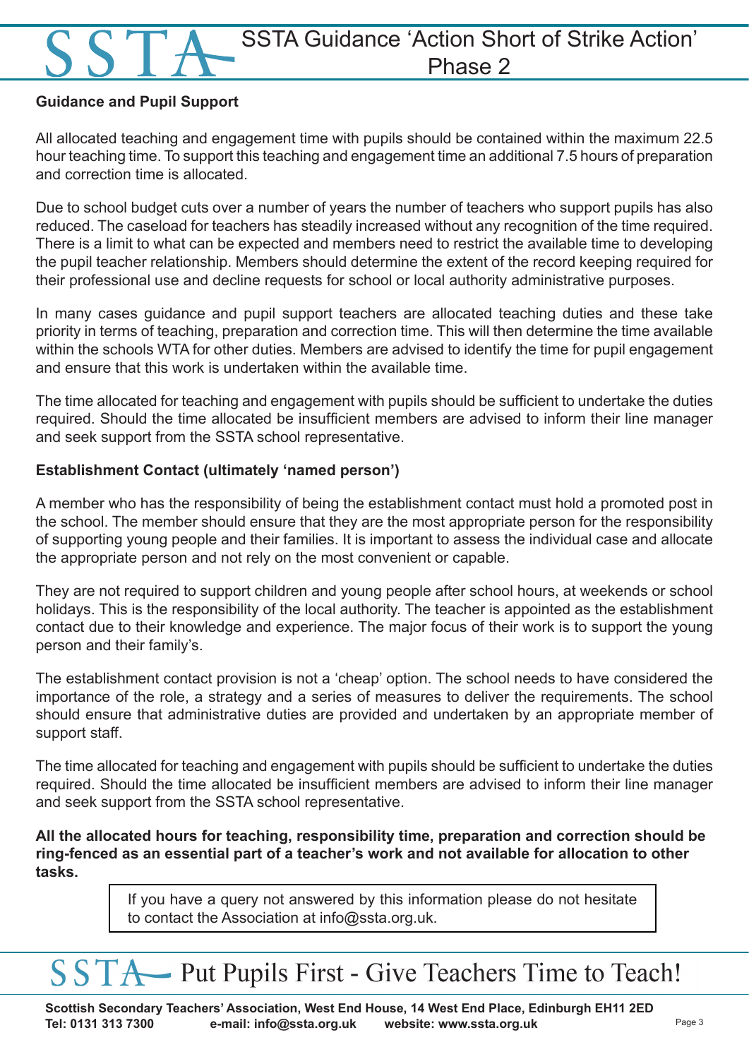**Guidance and Pupil Support**

All allocated teaching and engagement time with pupils should be contained within the maximum 22.5 hour teaching time. To support this teaching and engagement time an additional 7.5 hours of preparation and correction time is allocated.

Due to school budget cuts over a number of years the number of teachers who support pupils has also reduced. The caseload for teachers has steadily increased without any recognition of the time required. There is a limit to what can be expected and members need to restrict the available time to developing the pupil teacher relationship. Members should determine the extent of the record keeping required for their professional use and decline requests for school or local authority administrative purposes.

In many cases guidance and pupil support teachers are allocated teaching duties and these take priority in terms of teaching, preparation and correction time. This will then determine the time available within the schools WTA for other duties. Members are advised to identify the time for pupil engagement and ensure that this work is undertaken within the available time.

The time allocated for teaching and engagement with pupils should be sufficient to undertake the duties required. Should the time allocated be insufficient members are advised to inform their line manager and seek support from the SSTA school representative.

**Establishment Contact (ultimately 'named person')**

A member who has the responsibility of being the establishment contact must hold a promoted post in the school. The member should ensure that they are the most appropriate person for the responsibility of supporting young people and their families. It is important to assess the individual case and allocate the appropriate person and not rely on the most convenient or capable.

They are not required to support children and young people after school hours, at weekends or school holidays. This is the responsibility of the local authority. The teacher is appointed as the establishment contact due to their knowledge and experience. The major focus of their work is to support the young person and their family's.

The establishment contact provision is not a 'cheap' option. The school needs to have considered the importance of the role, a strategy and a series of measures to deliver the requirements. The school should ensure that administrative duties are provided and undertaken by an appropriate member of support staff.

The time allocated for teaching and engagement with pupils should be sufficient to undertake the duties required. Should the time allocated be insufficient members are advised to inform their line manager and seek support from the SSTA school representative.

**All the allocated hours for teaching, responsibility time, preparation and correction should be ring-fenced as an essential part of a teacher's work and not available for allocation to other tasks.**

If you have a query not answered by this information please do not hesitate to contact the Association at info@ssta.org.uk.